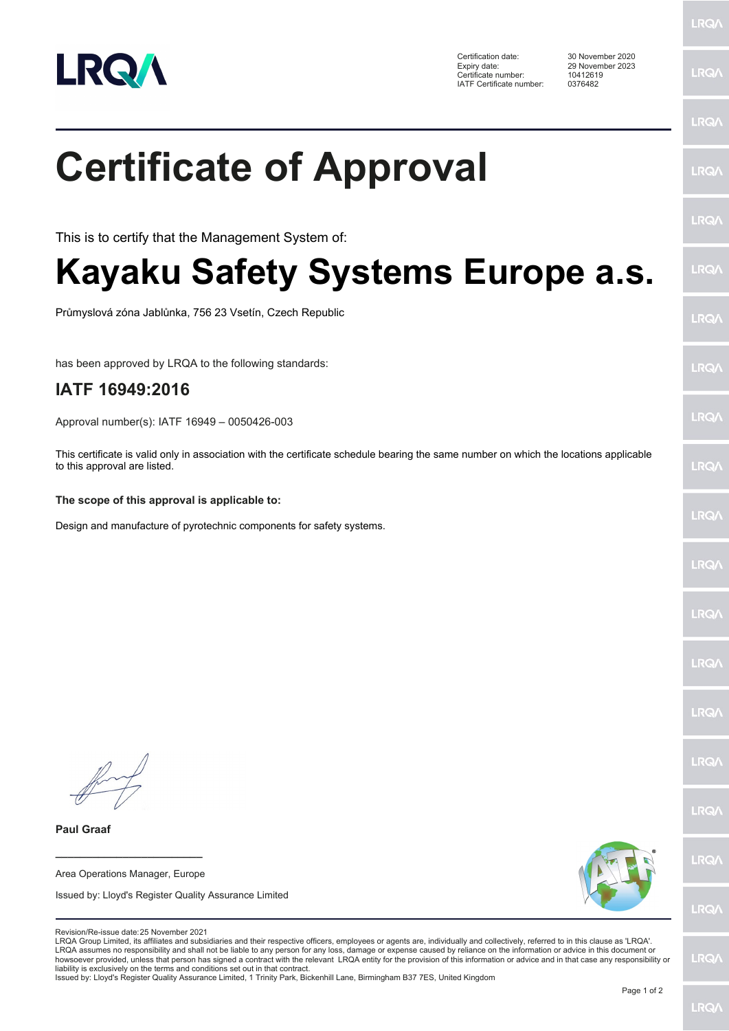LRQA

| | |
|---|---|
| Certification date: | 30 November 2020 |
| Expiry date: | 29 November 2023 |
| Certificate number: | 10412619 |
| IATF Certificate number: | 0376482 |

# Certificate of Approval

This is to certify that the Management System of:

# Kayaku Safety Systems Europe a.s.

Průmyslová zóna Jablůnka, 756 23 Vsetín, Czech Republic

has been approved by LRQA to the following standards:

## IATF 16949:2016

Approval number(s): IATF 16949 – 0050426-003

This certificate is valid only in association with the certificate schedule bearing the same number on which the locations applicable to this approval are listed.

**The scope of this approval is applicable to:**

Design and manufacture of pyrotechnic components for safety systems.

**Paul Graaf**

Area Operations Manager, Europe

Issued by: Lloyd's Register Quality Assurance Limited

Revision/Re-issue date: 25 November 2021

LRQA Group Limited, its affiliates and subsidiaries and their respective officers, employees or agents are, individually and collectively, referred to in this clause as 'LRQA'. LRQA assumes no responsibility and shall not be liable to any person for any loss, damage or expense caused by reliance on the information or advice in this document or howsoever provided, unless that person has signed a contract with the relevant LRQA entity for the provision of this information or advice and in that case any responsibility or liability is exclusively on the terms and conditions set out in that contract.

Issued by: Lloyd's Register Quality Assurance Limited, 1 Trinity Park, Bickenhill Lane, Birmingham B37 7ES, United Kingdom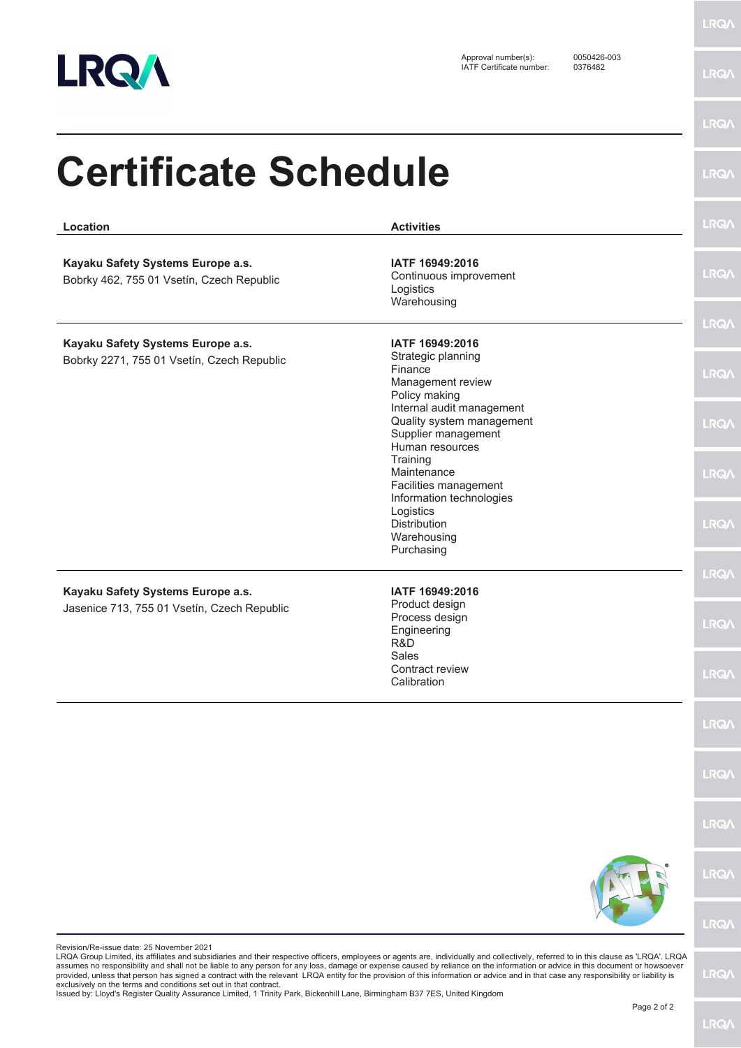Approval number(s): 0050426-003
IATF Certificate number: 0376482

# Certificate Schedule

| Location | Activities |
|---|---|
| **Kayaku Safety Systems Europe a.s.**<br>Bobrky 462, 755 01 Vsetín, Czech Republic | **IATF 16949:2016**<br>Continuous improvement<br>Logistics<br>Warehousing |
| **Kayaku Safety Systems Europe a.s.**<br>Bobrky 2271, 755 01 Vsetín, Czech Republic | **IATF 16949:2016**<br>Strategic planning<br>Finance<br>Management review<br>Policy making<br>Internal audit management<br>Quality system management<br>Supplier management<br>Human resources<br>Training<br>Maintenance<br>Facilities management<br>Information technologies<br>Logistics<br>Distribution<br>Warehousing<br>Purchasing |
| **Kayaku Safety Systems Europe a.s.**<br>Jasenice 713, 755 01 Vsetín, Czech Republic | **IATF 16949:2016**<br>Product design<br>Process design<br>Engineering<br>R&D<br>Sales<br>Contract review<br>Calibration |

Revision/Re-issue date: 25 November 2021

LRQA Group Limited, its affiliates and subsidiaries and their respective officers, employees or agents are, individually and collectively, referred to in this clause as 'LRQA'. LRQA assumes no responsibility and shall not be liable to any person for any loss, damage or expense caused by reliance on the information or advice in this document or howsoever provided, unless that person has signed a contract with the relevant LRQA entity for the provision of this information or advice and in that case any responsibility or liability is exclusively on the terms and conditions set out in that contract.

Issued by: Lloyd's Register Quality Assurance Limited, 1 Trinity Park, Bickenhill Lane, Birmingham B37 7ES, United Kingdom